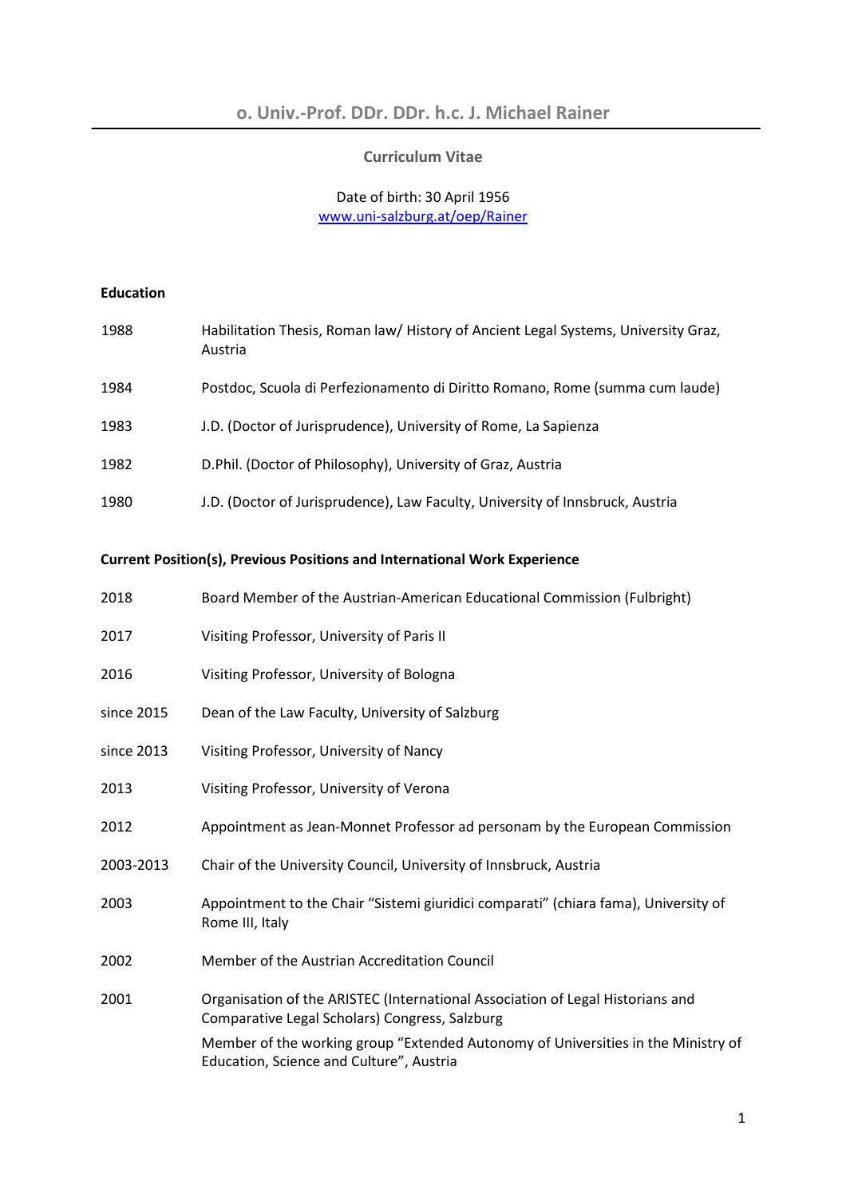# o. Univ.-Prof. DDr. DDr. h.c. J. Michael Rainer

## Curriculum Vitae

Date of birth: 30 April 1956
www.uni-salzburg.at/oep/Rainer

### Education

| | |
|---|---|
| 1988 | Habilitation Thesis, Roman law/ History of Ancient Legal Systems, University Graz, Austria |
| 1984 | Postdoc, Scuola di Perfezionamento di Diritto Romano, Rome (summa cum laude) |
| 1983 | J.D. (Doctor of Jurisprudence), University of Rome, La Sapienza |
| 1982 | D.Phil. (Doctor of Philosophy), University of Graz, Austria |
| 1980 | J.D. (Doctor of Jurisprudence), Law Faculty, University of Innsbruck, Austria |

### Current Position(s), Previous Positions and International Work Experience

| | |
|---|---|
| 2018 | Board Member of the Austrian-American Educational Commission (Fulbright) |
| 2017 | Visiting Professor, University of Paris II |
| 2016 | Visiting Professor, University of Bologna |
| since 2015 | Dean of the Law Faculty, University of Salzburg |
| since 2013 | Visiting Professor, University of Nancy |
| 2013 | Visiting Professor, University of Verona |
| 2012 | Appointment as Jean-Monnet Professor ad personam by the European Commission |
| 2003-2013 | Chair of the University Council, University of Innsbruck, Austria |
| 2003 | Appointment to the Chair "Sistemi giuridici comparati" (chiara fama), University of Rome III, Italy |
| 2002 | Member of the Austrian Accreditation Council |
| 2001 | Organisation of the ARISTEC (International Association of Legal Historians and Comparative Legal Scholars) Congress, Salzburg<br>Member of the working group "Extended Autonomy of Universities in the Ministry of Education, Science and Culture", Austria |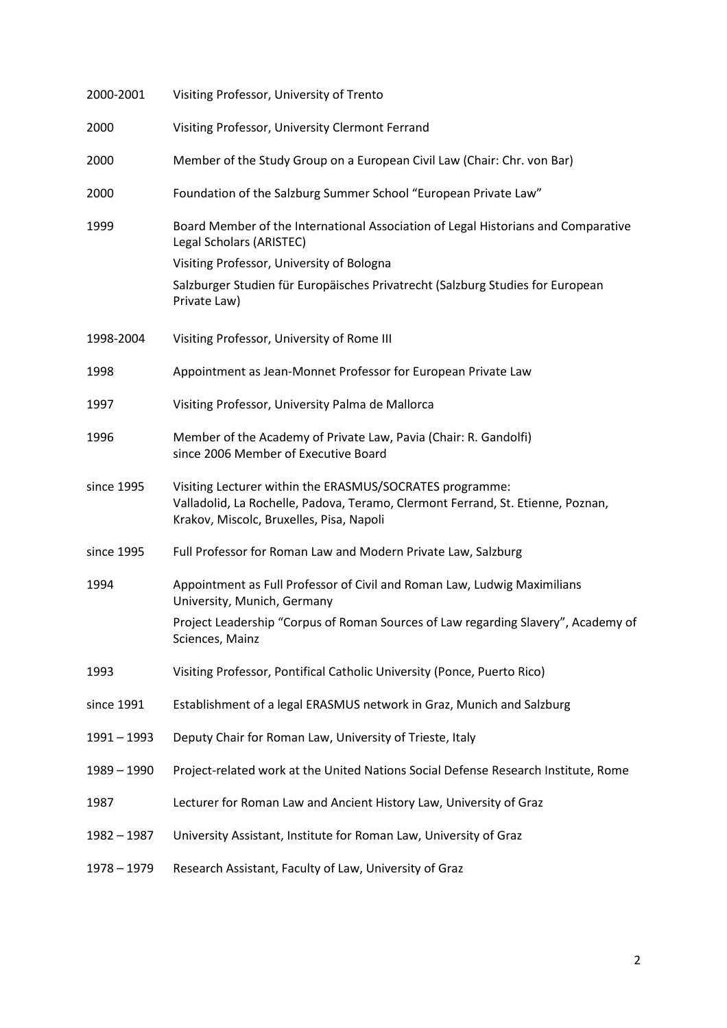| | |
|---|---|
| 2000-2001 | Visiting Professor, University of Trento |
| 2000 | Visiting Professor, University Clermont Ferrand |
| 2000 | Member of the Study Group on a European Civil Law (Chair: Chr. von Bar) |
| 2000 | Foundation of the Salzburg Summer School "European Private Law" |
| 1999 | Board Member of the International Association of Legal Historians and Comparative Legal Scholars (ARISTEC)<br>Visiting Professor, University of Bologna<br>Salzburger Studien für Europäisches Privatrecht (Salzburg Studies for European Private Law) |
| 1998-2004 | Visiting Professor, University of Rome III |
| 1998 | Appointment as Jean-Monnet Professor for European Private Law |
| 1997 | Visiting Professor, University Palma de Mallorca |
| 1996 | Member of the Academy of Private Law, Pavia (Chair: R. Gandolfi)<br>since 2006 Member of Executive Board |
| since 1995 | Visiting Lecturer within the ERASMUS/SOCRATES programme:<br>Valladolid, La Rochelle, Padova, Teramo, Clermont Ferrand, St. Etienne, Poznan, Krakov, Miscolc, Bruxelles, Pisa, Napoli |
| since 1995 | Full Professor for Roman Law and Modern Private Law, Salzburg |
| 1994 | Appointment as Full Professor of Civil and Roman Law, Ludwig Maximilians University, Munich, Germany<br>Project Leadership "Corpus of Roman Sources of Law regarding Slavery", Academy of Sciences, Mainz |
| 1993 | Visiting Professor, Pontifical Catholic University (Ponce, Puerto Rico) |
| since 1991 | Establishment of a legal ERASMUS network in Graz, Munich and Salzburg |
| 1991 – 1993 | Deputy Chair for Roman Law, University of Trieste, Italy |
| 1989 – 1990 | Project-related work at the United Nations Social Defense Research Institute, Rome |
| 1987 | Lecturer for Roman Law and Ancient History Law, University of Graz |
| 1982 – 1987 | University Assistant, Institute for Roman Law, University of Graz |
| 1978 – 1979 | Research Assistant, Faculty of Law, University of Graz |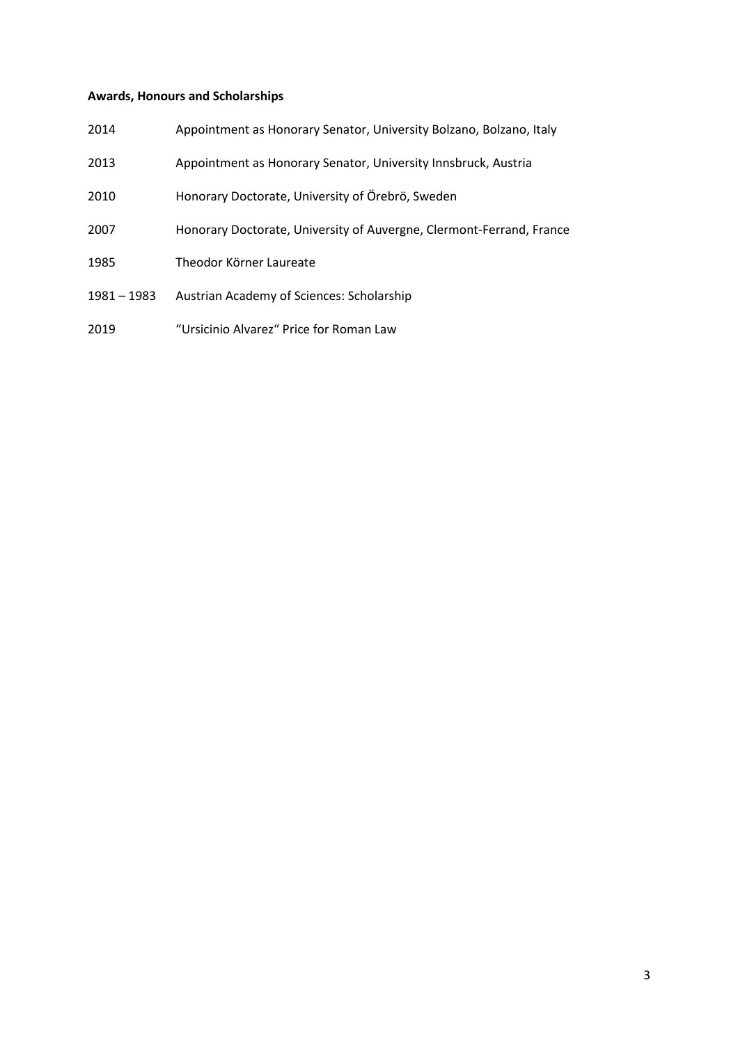**Awards, Honours and Scholarships**

| | |
|---|---|
| 2014 | Appointment as Honorary Senator, University Bolzano, Bolzano, Italy |
| 2013 | Appointment as Honorary Senator, University Innsbruck, Austria |
| 2010 | Honorary Doctorate, University of Örebrö, Sweden |
| 2007 | Honorary Doctorate, University of Auvergne, Clermont-Ferrand, France |
| 1985 | Theodor Körner Laureate |
| 1981 – 1983 | Austrian Academy of Sciences: Scholarship |
| 2019 | "Ursicinio Alvarez" Price for Roman Law |